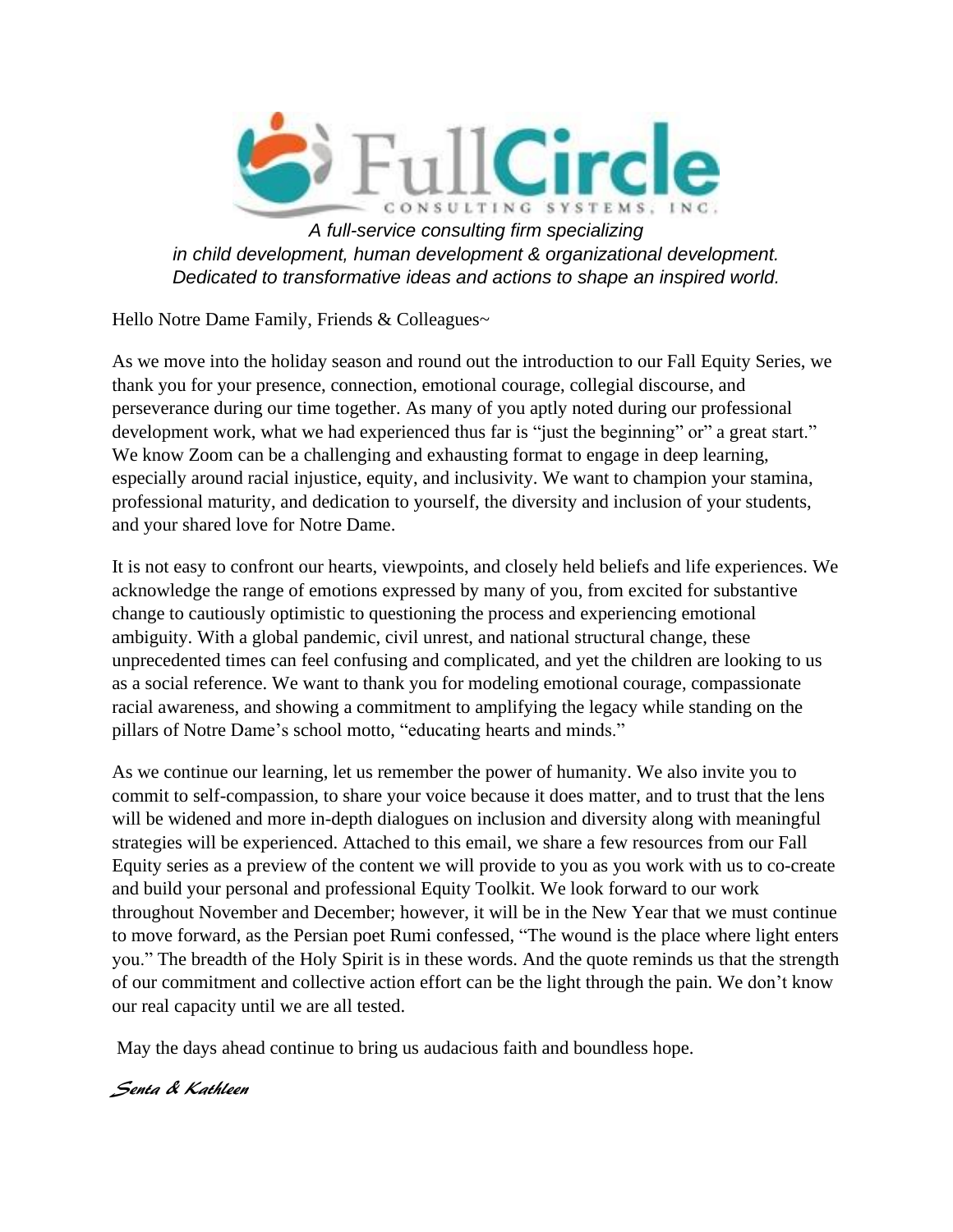FullCircle
CONSULTING SYSTEMS, INC.

*A full-service consulting firm specializing in child development, human development & organizational development. Dedicated to transformative ideas and actions to shape an inspired world.*

Hello Notre Dame Family, Friends & Colleagues~

As we move into the holiday season and round out the introduction to our Fall Equity Series, we thank you for your presence, connection, emotional courage, collegial discourse, and perseverance during our time together. As many of you aptly noted during our professional development work, what we had experienced thus far is "just the beginning" or" a great start." We know Zoom can be a challenging and exhausting format to engage in deep learning, especially around racial injustice, equity, and inclusivity. We want to champion your stamina, professional maturity, and dedication to yourself, the diversity and inclusion of your students, and your shared love for Notre Dame.

It is not easy to confront our hearts, viewpoints, and closely held beliefs and life experiences. We acknowledge the range of emotions expressed by many of you, from excited for substantive change to cautiously optimistic to questioning the process and experiencing emotional ambiguity. With a global pandemic, civil unrest, and national structural change, these unprecedented times can feel confusing and complicated, and yet the children are looking to us as a social reference. We want to thank you for modeling emotional courage, compassionate racial awareness, and showing a commitment to amplifying the legacy while standing on the pillars of Notre Dame's school motto, "educating hearts and minds."

As we continue our learning, let us remember the power of humanity. We also invite you to commit to self-compassion, to share your voice because it does matter, and to trust that the lens will be widened and more in-depth dialogues on inclusion and diversity along with meaningful strategies will be experienced. Attached to this email, we share a few resources from our Fall Equity series as a preview of the content we will provide to you as you work with us to co-create and build your personal and professional Equity Toolkit. We look forward to our work throughout November and December; however, it will be in the New Year that we must continue to move forward, as the Persian poet Rumi confessed, "The wound is the place where light enters you." The breadth of the Holy Spirit is in these words. And the quote reminds us that the strength of our commitment and collective action effort can be the light through the pain. We don't know our real capacity until we are all tested.

May the days ahead continue to bring us audacious faith and boundless hope.

*Senta & Kathleen*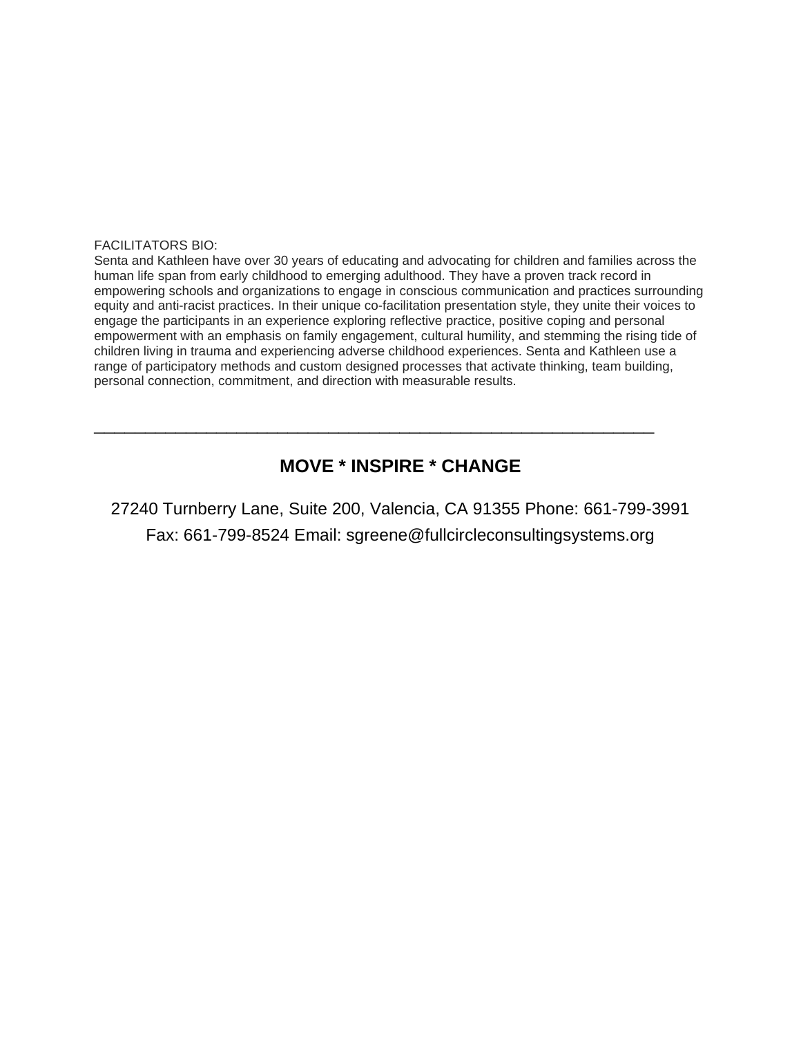FACILITATORS BIO:

Senta and Kathleen have over 30 years of educating and advocating for children and families across the human life span from early childhood to emerging adulthood. They have a proven track record in empowering schools and organizations to engage in conscious communication and practices surrounding equity and anti-racist practices. In their unique co-facilitation presentation style, they unite their voices to engage the participants in an experience exploring reflective practice, positive coping and personal empowerment with an emphasis on family engagement, cultural humility, and stemming the rising tide of children living in trauma and experiencing adverse childhood experiences. Senta and Kathleen use a range of participatory methods and custom designed processes that activate thinking, team building, personal connection, commitment, and direction with measurable results.

---

**MOVE * INSPIRE * CHANGE**

27240 Turnberry Lane, Suite 200, Valencia, CA 91355 Phone: 661-799-3991
Fax: 661-799-8524 Email: sgreene@fullcircleconsultingsystems.org